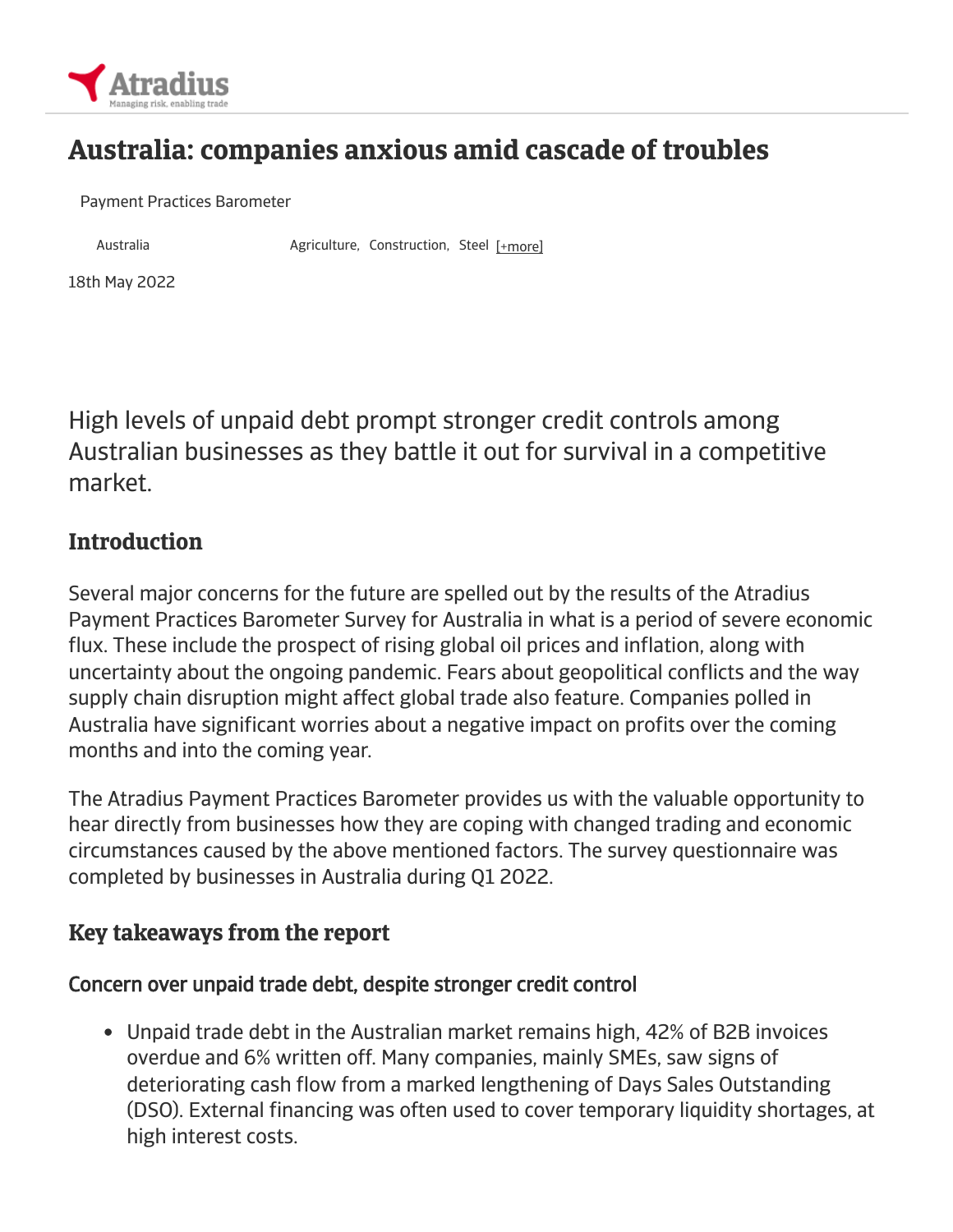# Australia: companies anxious amid cascade of troubles

Payment Practices Barometer

Australia Agriculture, Construction, Steel [+more]

18th May 2022

High levels of unpaid debt prompt stronger credit controls among Australian businesses as they battle it out for survival in a competitive market.

## Introduction

Several major concerns for the future are spelled out by the results of the Atradius Payment Practices Barometer Survey for Australia in what is a period of severe economic flux. These include the prospect of rising global oil prices and inflation, along with uncertainty about the ongoing pandemic. Fears about geopolitical conflicts and the way supply chain disruption might affect global trade also feature. Companies polled in Australia have significant worries about a negative impact on profits over the coming months and into the coming year.

The Atradius Payment Practices Barometer provides us with the valuable opportunity to hear directly from businesses how they are coping with changed trading and economic circumstances caused by the above mentioned factors. The survey questionnaire was completed by businesses in Australia during Q1 2022.

## Key takeaways from the report

### Concern over unpaid trade debt, despite stronger credit control

- Unpaid trade debt in the Australian market remains high, 42% of B2B invoices overdue and 6% written off. Many companies, mainly SMEs, saw signs of deteriorating cash flow from a marked lengthening of Days Sales Outstanding (DSO). External financing was often used to cover temporary liquidity shortages, at high interest costs.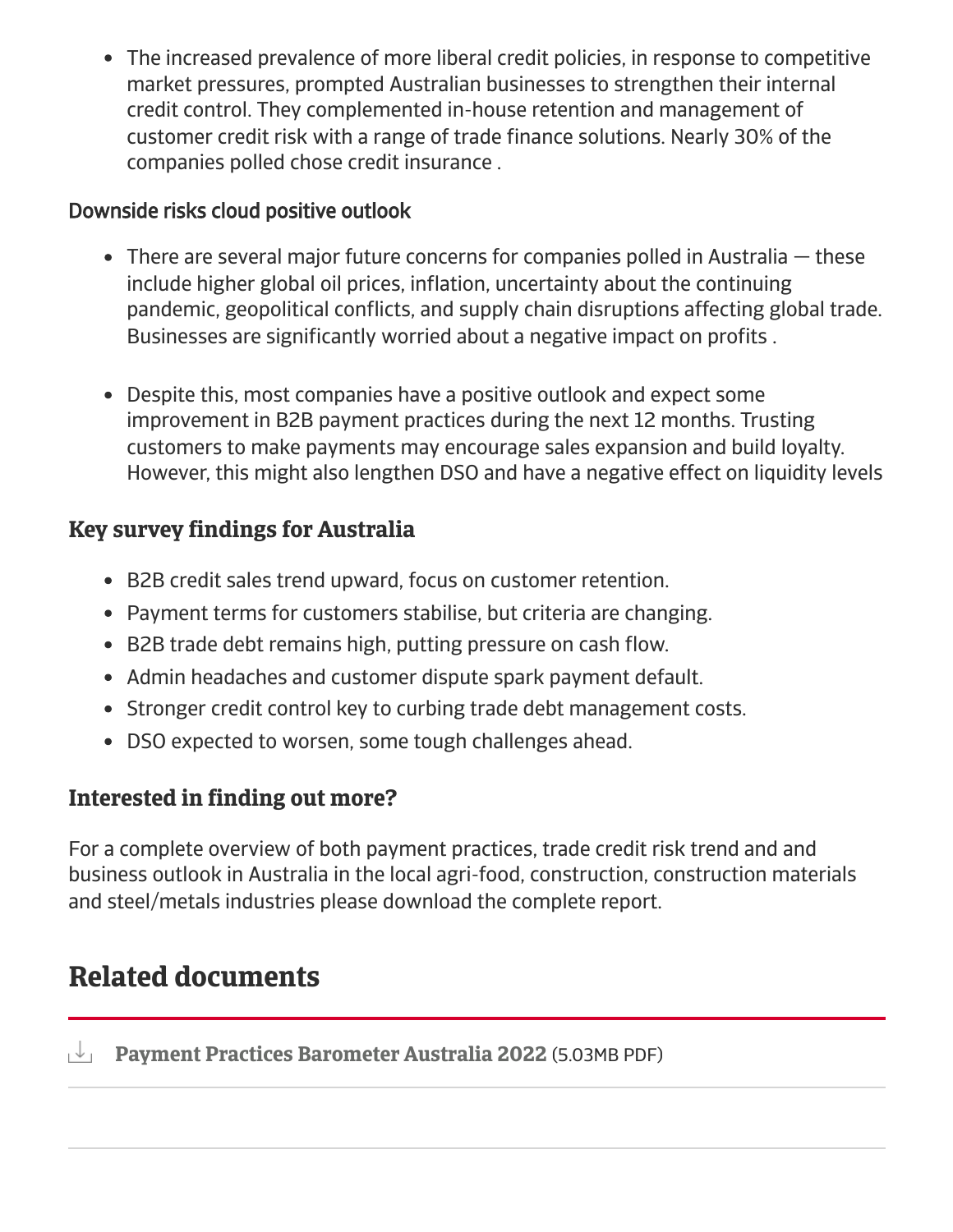- The increased prevalence of more liberal credit policies, in response to competitive market pressures, prompted Australian businesses to strengthen their internal credit control. They complemented in-house retention and management of customer credit risk with a range of trade finance solutions. Nearly 30% of the companies polled chose credit insurance .

Downside risks cloud positive outlook

- There are several major future concerns for companies polled in Australia — these include higher global oil prices, inflation, uncertainty about the continuing pandemic, geopolitical conflicts, and supply chain disruptions affecting global trade. Businesses are significantly worried about a negative impact on profits .

- Despite this, most companies have a positive outlook and expect some improvement in B2B payment practices during the next 12 months. Trusting customers to make payments may encourage sales expansion and build loyalty. However, this might also lengthen DSO and have a negative effect on liquidity levels

### Key survey findings for Australia

- B2B credit sales trend upward, focus on customer retention.
- Payment terms for customers stabilise, but criteria are changing.
- B2B trade debt remains high, putting pressure on cash flow.
- Admin headaches and customer dispute spark payment default.
- Stronger credit control key to curbing trade debt management costs.
- DSO expected to worsen, some tough challenges ahead.

### Interested in finding out more?

For a complete overview of both payment practices, trade credit risk trend and and business outlook in Australia in the local agri-food, construction, construction materials and steel/metals industries please download the complete report.

## Related documents

**Payment Practices Barometer Australia 2022** (5.03MB PDF)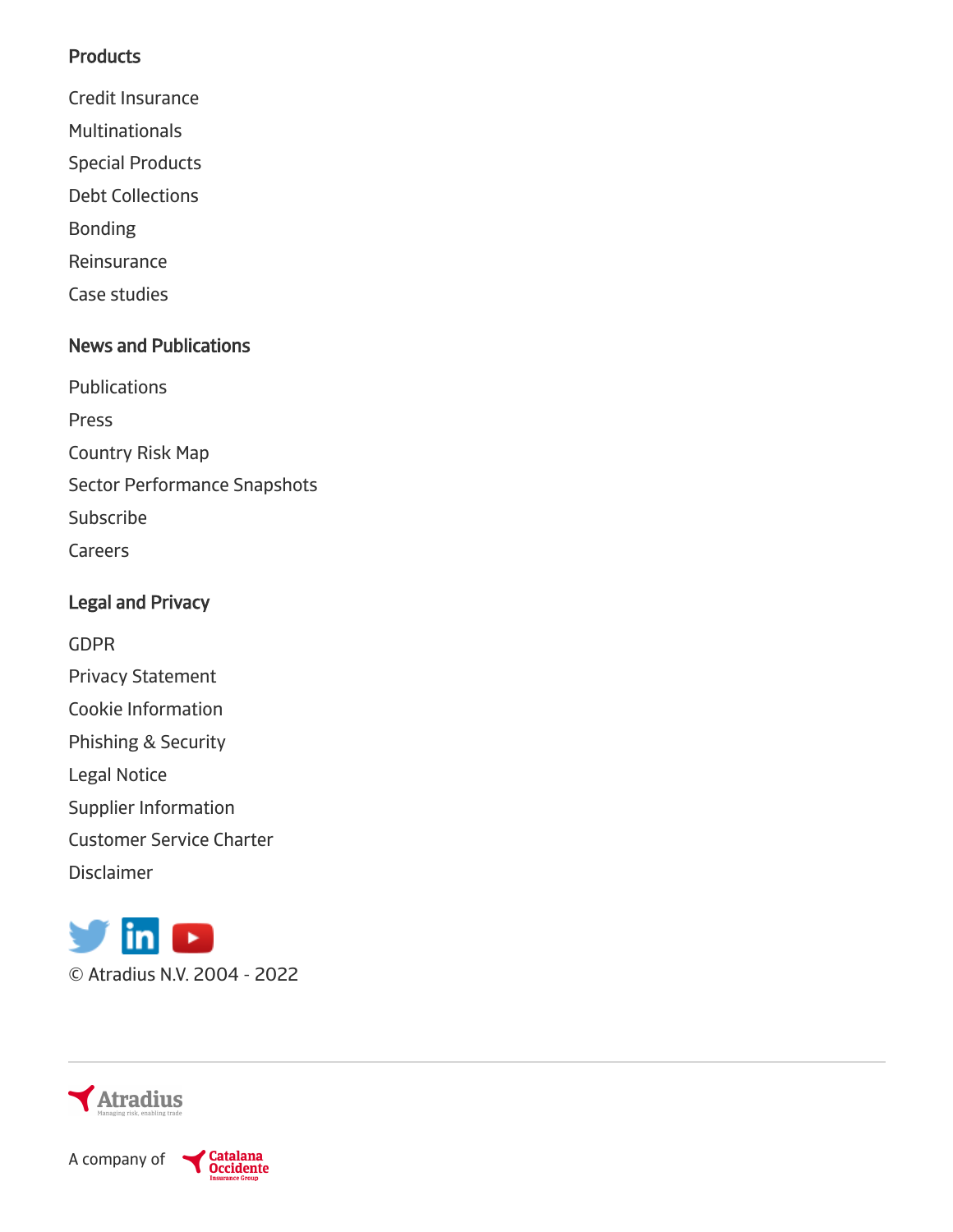## Products

- Credit Insurance
- Multinationals
- Special Products
- Debt Collections
- Bonding
- Reinsurance
- Case studies

## News and Publications

- Publications
- Press
- Country Risk Map
- Sector Performance Snapshots
- Subscribe
- Careers

## Legal and Privacy

- GDPR
- Privacy Statement
- Cookie Information
- Phishing & Security
- Legal Notice
- Supplier Information
- Customer Service Charter
- Disclaimer

© Atradius N.V. 2004 - 2022

---

Atradius
Managing risk, enabling trade

A company of Catalana Occidente Insurance Group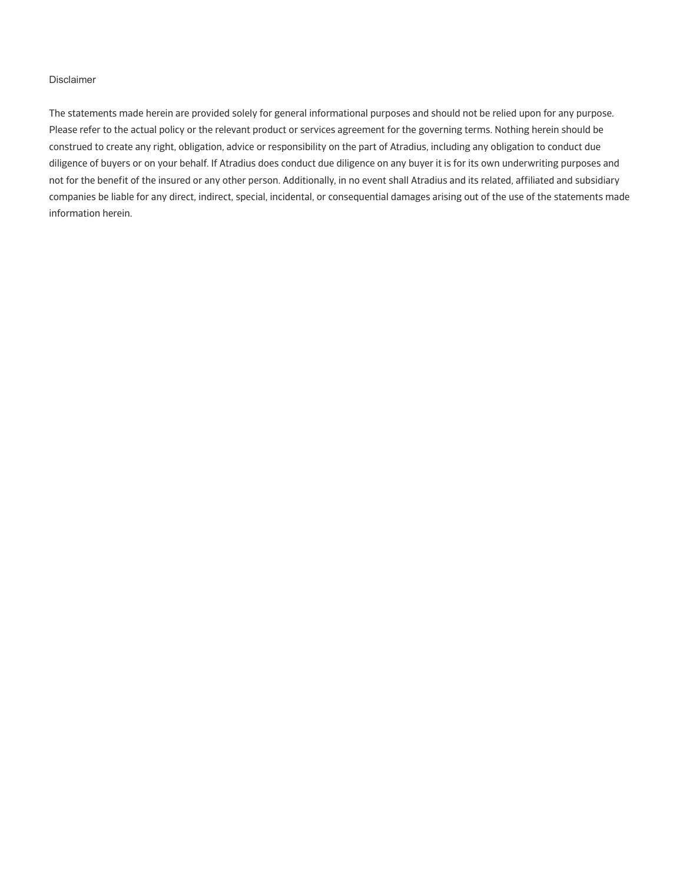Disclaimer

The statements made herein are provided solely for general informational purposes and should not be relied upon for any purpose. Please refer to the actual policy or the relevant product or services agreement for the governing terms. Nothing herein should be construed to create any right, obligation, advice or responsibility on the part of Atradius, including any obligation to conduct due diligence of buyers or on your behalf. If Atradius does conduct due diligence on any buyer it is for its own underwriting purposes and not for the benefit of the insured or any other person. Additionally, in no event shall Atradius and its related, affiliated and subsidiary companies be liable for any direct, indirect, special, incidental, or consequential damages arising out of the use of the statements made information herein.